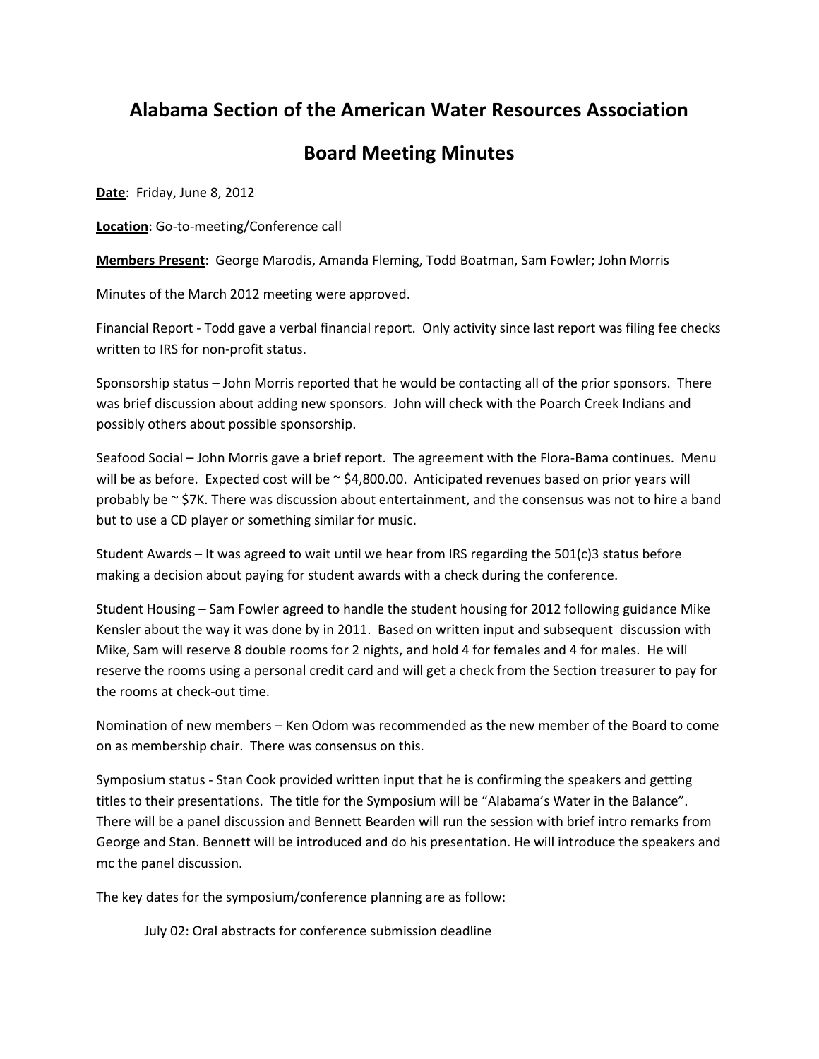# Alabama Section of the American Water Resources Association

# Board Meeting Minutes

**Date**: Friday, June 8, 2012

**Location**: Go-to-meeting/Conference call

**Members Present**: George Marodis, Amanda Fleming, Todd Boatman, Sam Fowler; John Morris

Minutes of the March 2012 meeting were approved.

Financial Report - Todd gave a verbal financial report. Only activity since last report was filing fee checks written to IRS for non-profit status.

Sponsorship status – John Morris reported that he would be contacting all of the prior sponsors. There was brief discussion about adding new sponsors. John will check with the Poarch Creek Indians and possibly others about possible sponsorship.

Seafood Social – John Morris gave a brief report. The agreement with the Flora-Bama continues. Menu will be as before. Expected cost will be ~ $4,800.00. Anticipated revenues based on prior years will probably be ~ $7K. There was discussion about entertainment, and the consensus was not to hire a band but to use a CD player or something similar for music.

Student Awards – It was agreed to wait until we hear from IRS regarding the 501(c)3 status before making a decision about paying for student awards with a check during the conference.

Student Housing – Sam Fowler agreed to handle the student housing for 2012 following guidance Mike Kensler about the way it was done by in 2011. Based on written input and subsequent discussion with Mike, Sam will reserve 8 double rooms for 2 nights, and hold 4 for females and 4 for males. He will reserve the rooms using a personal credit card and will get a check from the Section treasurer to pay for the rooms at check-out time.

Nomination of new members – Ken Odom was recommended as the new member of the Board to come on as membership chair. There was consensus on this.

Symposium status - Stan Cook provided written input that he is confirming the speakers and getting titles to their presentations. The title for the Symposium will be "Alabama's Water in the Balance". There will be a panel discussion and Bennett Bearden will run the session with brief intro remarks from George and Stan. Bennett will be introduced and do his presentation. He will introduce the speakers and mc the panel discussion.

The key dates for the symposium/conference planning are as follow:

July 02: Oral abstracts for conference submission deadline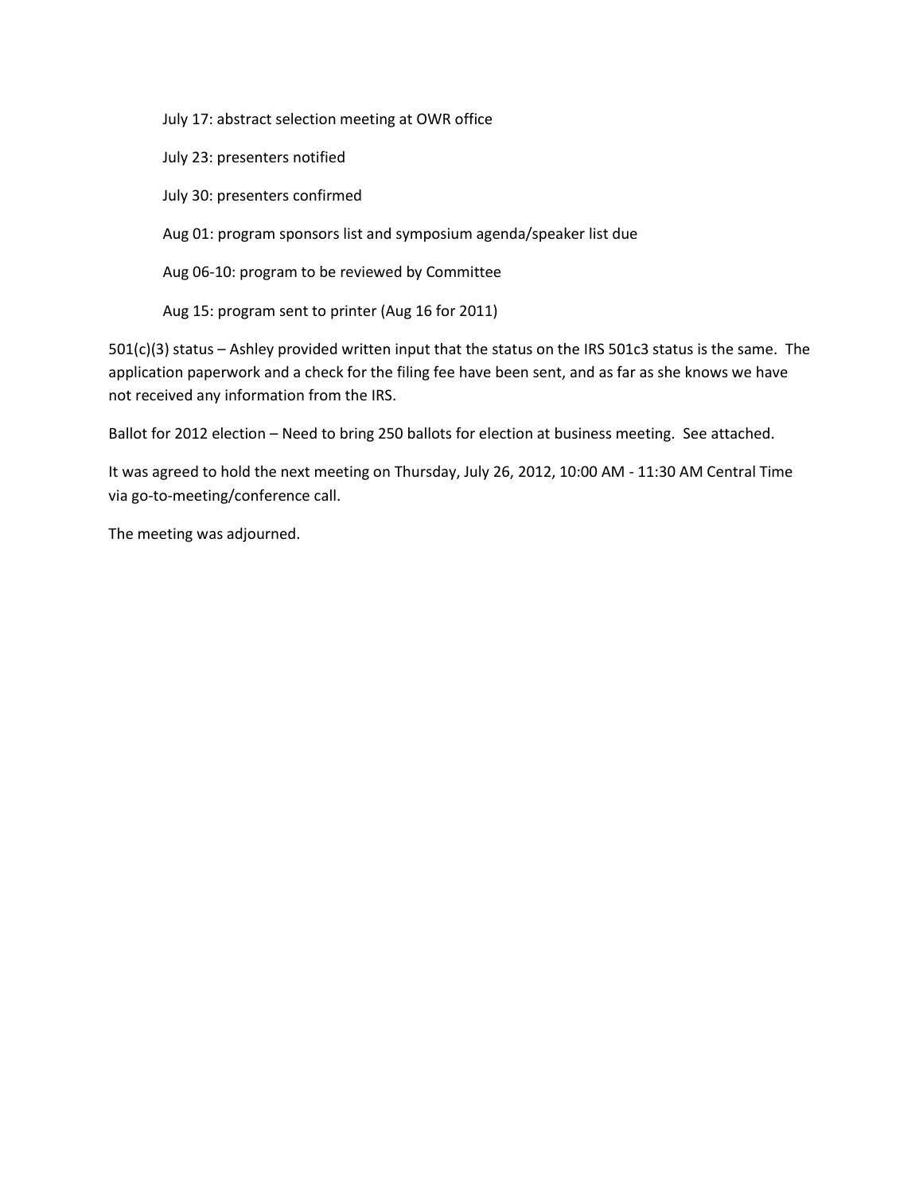July 17: abstract selection meeting at OWR office

July 23: presenters notified

July 30: presenters confirmed

Aug 01: program sponsors list and symposium agenda/speaker list due

Aug 06-10: program to be reviewed by Committee

Aug 15: program sent to printer (Aug 16 for 2011)

501(c)(3) status – Ashley provided written input that the status on the IRS 501c3 status is the same. The application paperwork and a check for the filing fee have been sent, and as far as she knows we have not received any information from the IRS.

Ballot for 2012 election – Need to bring 250 ballots for election at business meeting. See attached.

It was agreed to hold the next meeting on Thursday, July 26, 2012, 10:00 AM - 11:30 AM Central Time via go-to-meeting/conference call.

The meeting was adjourned.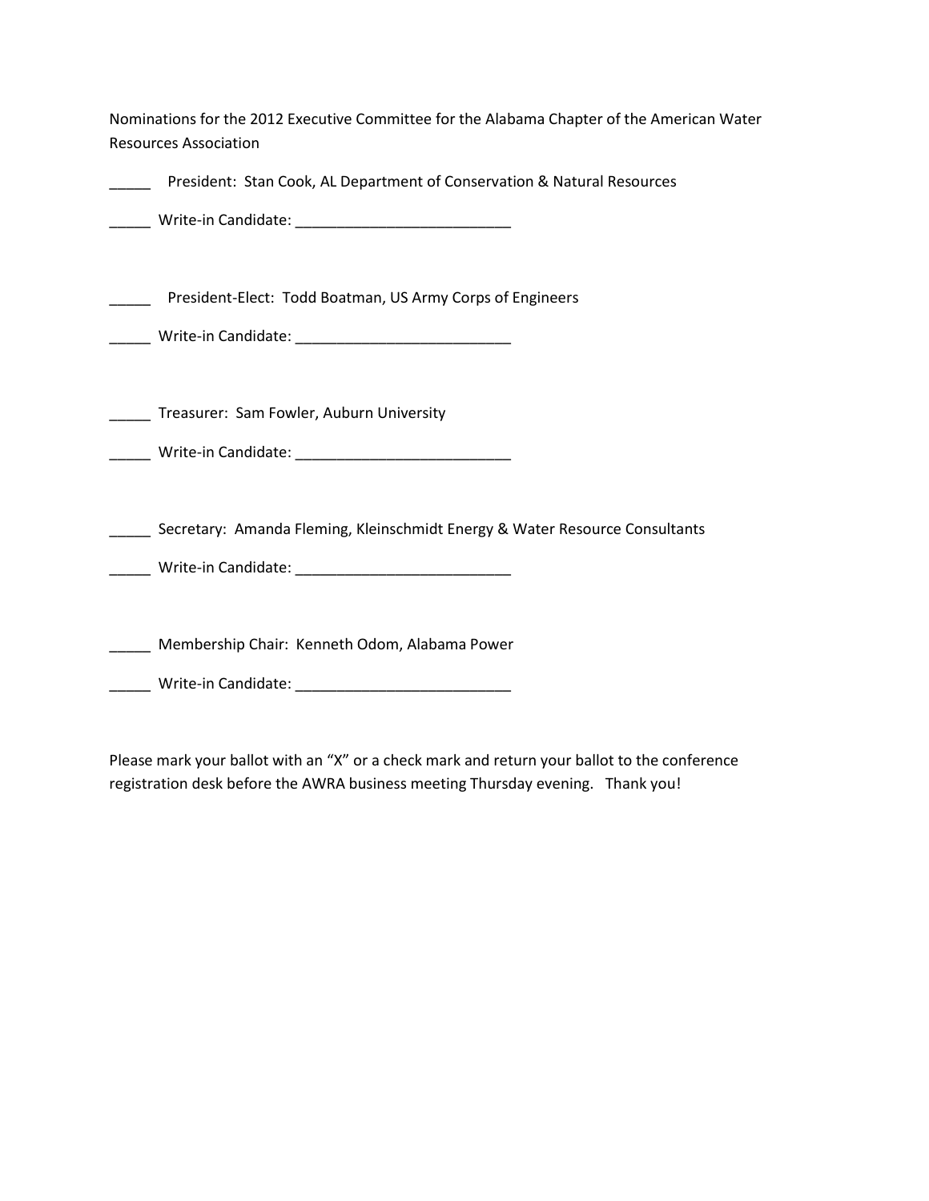Nominations for the 2012 Executive Committee for the Alabama Chapter of the American Water Resources Association

_____ President: Stan Cook, AL Department of Conservation & Natural Resources

_____ Write-in Candidate: __________________________

_____ President-Elect: Todd Boatman, US Army Corps of Engineers

_____ Write-in Candidate: __________________________

_____ Treasurer: Sam Fowler, Auburn University

_____ Write-in Candidate: __________________________

_____ Secretary: Amanda Fleming, Kleinschmidt Energy & Water Resource Consultants

_____ Write-in Candidate: __________________________

_____ Membership Chair: Kenneth Odom, Alabama Power

_____ Write-in Candidate: __________________________

Please mark your ballot with an "X" or a check mark and return your ballot to the conference registration desk before the AWRA business meeting Thursday evening. Thank you!